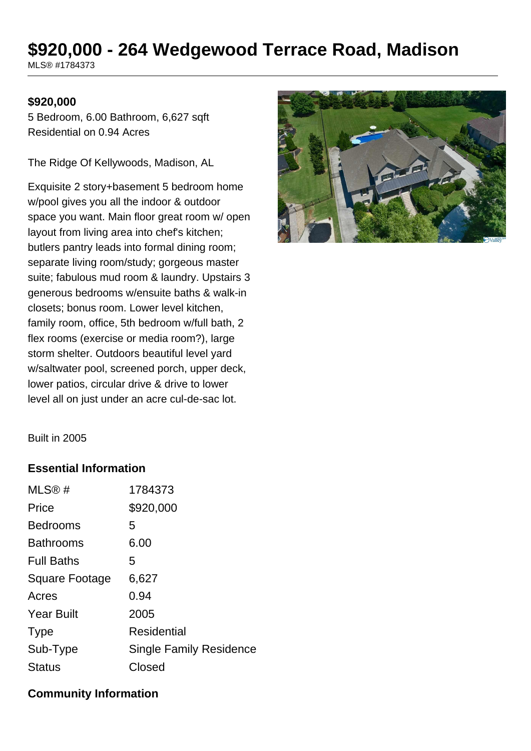# $920,000 - 264 Wedgewood Terrace Road, Madison

MLS® #1784373

**$920,000**

5 Bedroom, 6.00 Bathroom, 6,627 sqft

Residential on 0.94 Acres

The Ridge Of Kellywoods, Madison, AL

Exquisite 2 story+basement 5 bedroom home w/pool gives you all the indoor & outdoor space you want. Main floor great room w/ open layout from living area into chef's kitchen; butlers pantry leads into formal dining room; separate living room/study; gorgeous master suite; fabulous mud room & laundry. Upstairs 3 generous bedrooms w/ensuite baths & walk-in closets; bonus room. Lower level kitchen, family room, office, 5th bedroom w/full bath, 2 flex rooms (exercise or media room?), large storm shelter. Outdoors beautiful level yard w/saltwater pool, screened porch, upper deck, lower patios, circular drive & drive to lower level all on just under an acre cul-de-sac lot.

Built in 2005

## Essential Information

| | |
|---|---|
| MLS® # | 1784373 |
| Price | $920,000 |
| Bedrooms | 5 |
| Bathrooms | 6.00 |
| Full Baths | 5 |
| Square Footage | 6,627 |
| Acres | 0.94 |
| Year Built | 2005 |
| Type | Residential |
| Sub-Type | Single Family Residence |
| Status | Closed |

## Community Information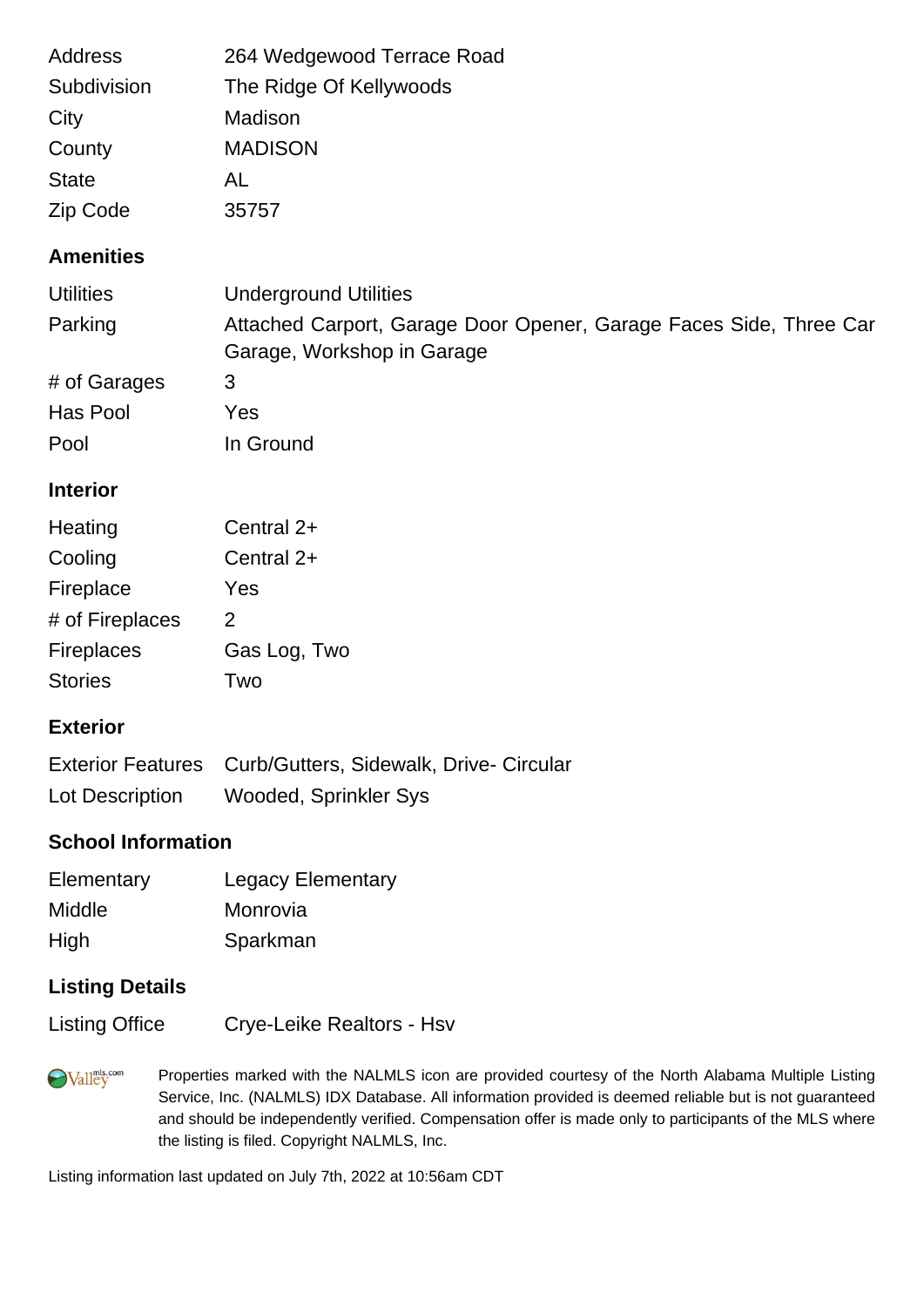| | |
|---|---|
| Address | 264 Wedgewood Terrace Road |
| Subdivision | The Ridge Of Kellywoods |
| City | Madison |
| County | MADISON |
| State | AL |
| Zip Code | 35757 |

### Amenities

| | |
|---|---|
| Utilities | Underground Utilities |
| Parking | Attached Carport, Garage Door Opener, Garage Faces Side, Three Car Garage, Workshop in Garage |
| # of Garages | 3 |
| Has Pool | Yes |
| Pool | In Ground |

### Interior

| | |
|---|---|
| Heating | Central 2+ |
| Cooling | Central 2+ |
| Fireplace | Yes |
| # of Fireplaces | 2 |
| Fireplaces | Gas Log, Two |
| Stories | Two |

### Exterior

| | |
|---|---|
| Exterior Features | Curb/Gutters, Sidewalk, Drive- Circular |
| Lot Description | Wooded, Sprinkler Sys |

### School Information

| | |
|---|---|
| Elementary | Legacy Elementary |
| Middle | Monrovia |
| High | Sparkman |

### Listing Details

| | |
|---|---|
| Listing Office | Crye-Leike Realtors - Hsv |

Properties marked with the NALMLS icon are provided courtesy of the North Alabama Multiple Listing Service, Inc. (NALMLS) IDX Database. All information provided is deemed reliable but is not guaranteed and should be independently verified. Compensation offer is made only to participants of the MLS where the listing is filed. Copyright NALMLS, Inc.

Listing information last updated on July 7th, 2022 at 10:56am CDT